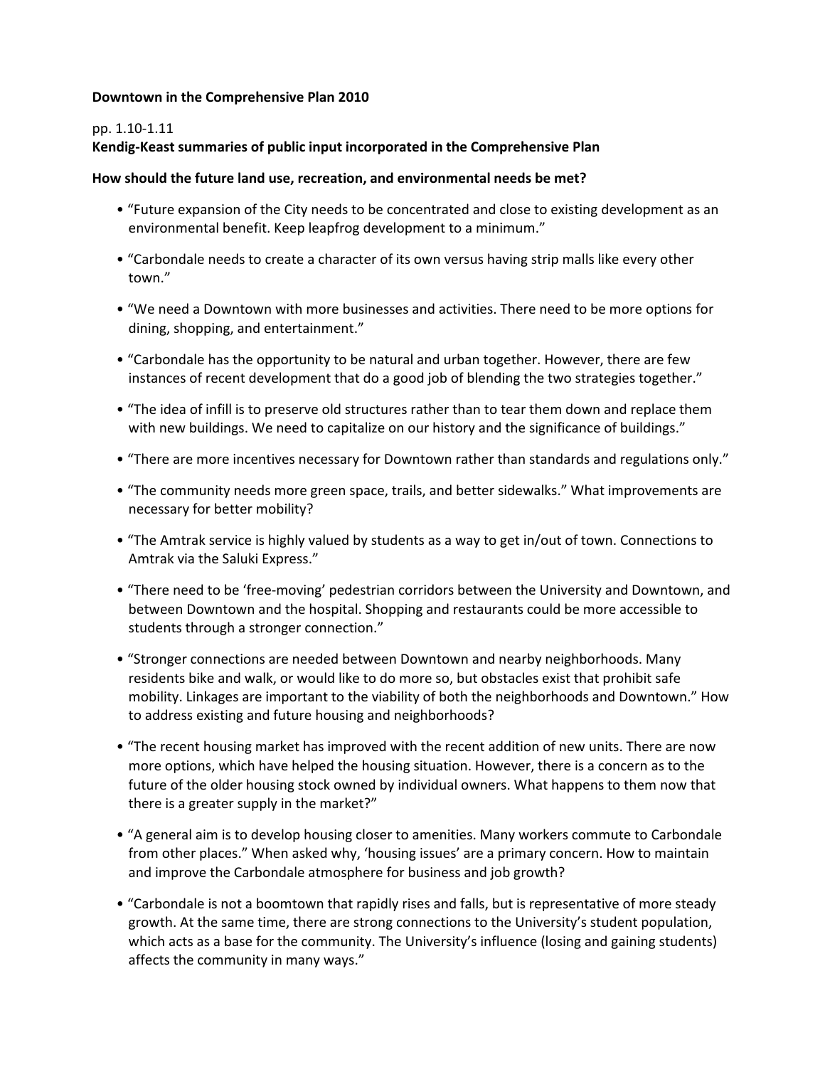**Downtown in the Comprehensive Plan 2010**

pp. 1.10-1.11

**Kendig-Keast summaries of public input incorporated in the Comprehensive Plan**

**How should the future land use, recreation, and environmental needs be met?**

- "Future expansion of the City needs to be concentrated and close to existing development as an environmental benefit. Keep leapfrog development to a minimum."
- "Carbondale needs to create a character of its own versus having strip malls like every other town."
- "We need a Downtown with more businesses and activities. There need to be more options for dining, shopping, and entertainment."
- "Carbondale has the opportunity to be natural and urban together. However, there are few instances of recent development that do a good job of blending the two strategies together."
- "The idea of infill is to preserve old structures rather than to tear them down and replace them with new buildings. We need to capitalize on our history and the significance of buildings."
- "There are more incentives necessary for Downtown rather than standards and regulations only."
- "The community needs more green space, trails, and better sidewalks." What improvements are necessary for better mobility?
- "The Amtrak service is highly valued by students as a way to get in/out of town. Connections to Amtrak via the Saluki Express."
- "There need to be 'free-moving' pedestrian corridors between the University and Downtown, and between Downtown and the hospital. Shopping and restaurants could be more accessible to students through a stronger connection."
- "Stronger connections are needed between Downtown and nearby neighborhoods. Many residents bike and walk, or would like to do more so, but obstacles exist that prohibit safe mobility. Linkages are important to the viability of both the neighborhoods and Downtown." How to address existing and future housing and neighborhoods?
- "The recent housing market has improved with the recent addition of new units. There are now more options, which have helped the housing situation. However, there is a concern as to the future of the older housing stock owned by individual owners. What happens to them now that there is a greater supply in the market?"
- "A general aim is to develop housing closer to amenities. Many workers commute to Carbondale from other places." When asked why, 'housing issues' are a primary concern. How to maintain and improve the Carbondale atmosphere for business and job growth?
- "Carbondale is not a boomtown that rapidly rises and falls, but is representative of more steady growth. At the same time, there are strong connections to the University's student population, which acts as a base for the community. The University's influence (losing and gaining students) affects the community in many ways."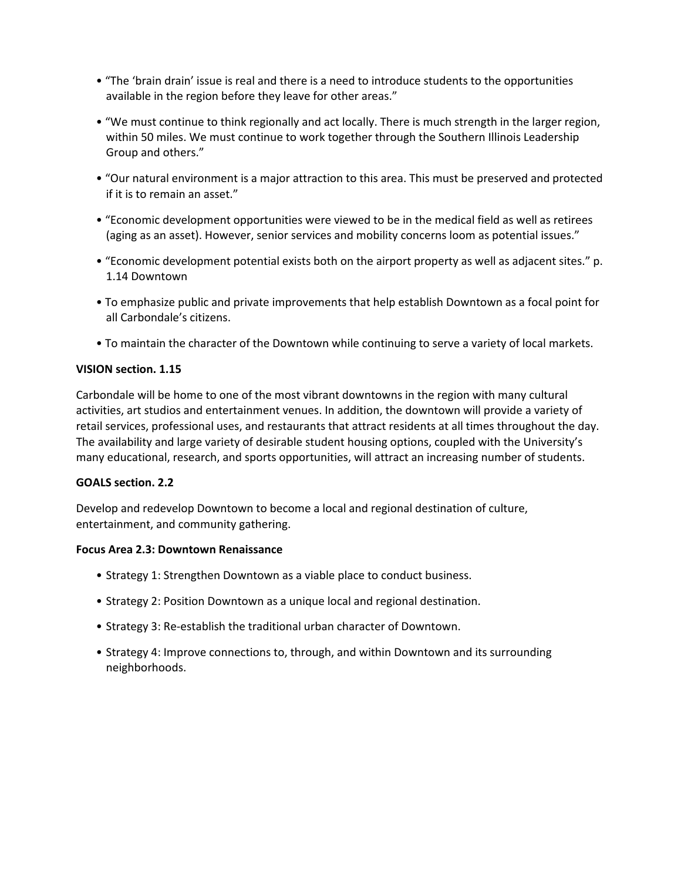- "The 'brain drain' issue is real and there is a need to introduce students to the opportunities available in the region before they leave for other areas."
- "We must continue to think regionally and act locally. There is much strength in the larger region, within 50 miles. We must continue to work together through the Southern Illinois Leadership Group and others."
- "Our natural environment is a major attraction to this area. This must be preserved and protected if it is to remain an asset."
- "Economic development opportunities were viewed to be in the medical field as well as retirees (aging as an asset). However, senior services and mobility concerns loom as potential issues."
- "Economic development potential exists both on the airport property as well as adjacent sites." p. 1.14 Downtown
- To emphasize public and private improvements that help establish Downtown as a focal point for all Carbondale's citizens.
- To maintain the character of the Downtown while continuing to serve a variety of local markets.

**VISION section. 1.15**

Carbondale will be home to one of the most vibrant downtowns in the region with many cultural activities, art studios and entertainment venues. In addition, the downtown will provide a variety of retail services, professional uses, and restaurants that attract residents at all times throughout the day. The availability and large variety of desirable student housing options, coupled with the University's many educational, research, and sports opportunities, will attract an increasing number of students.

**GOALS section. 2.2**

Develop and redevelop Downtown to become a local and regional destination of culture, entertainment, and community gathering.

**Focus Area 2.3: Downtown Renaissance**

- Strategy 1: Strengthen Downtown as a viable place to conduct business.
- Strategy 2: Position Downtown as a unique local and regional destination.
- Strategy 3: Re-establish the traditional urban character of Downtown.
- Strategy 4: Improve connections to, through, and within Downtown and its surrounding neighborhoods.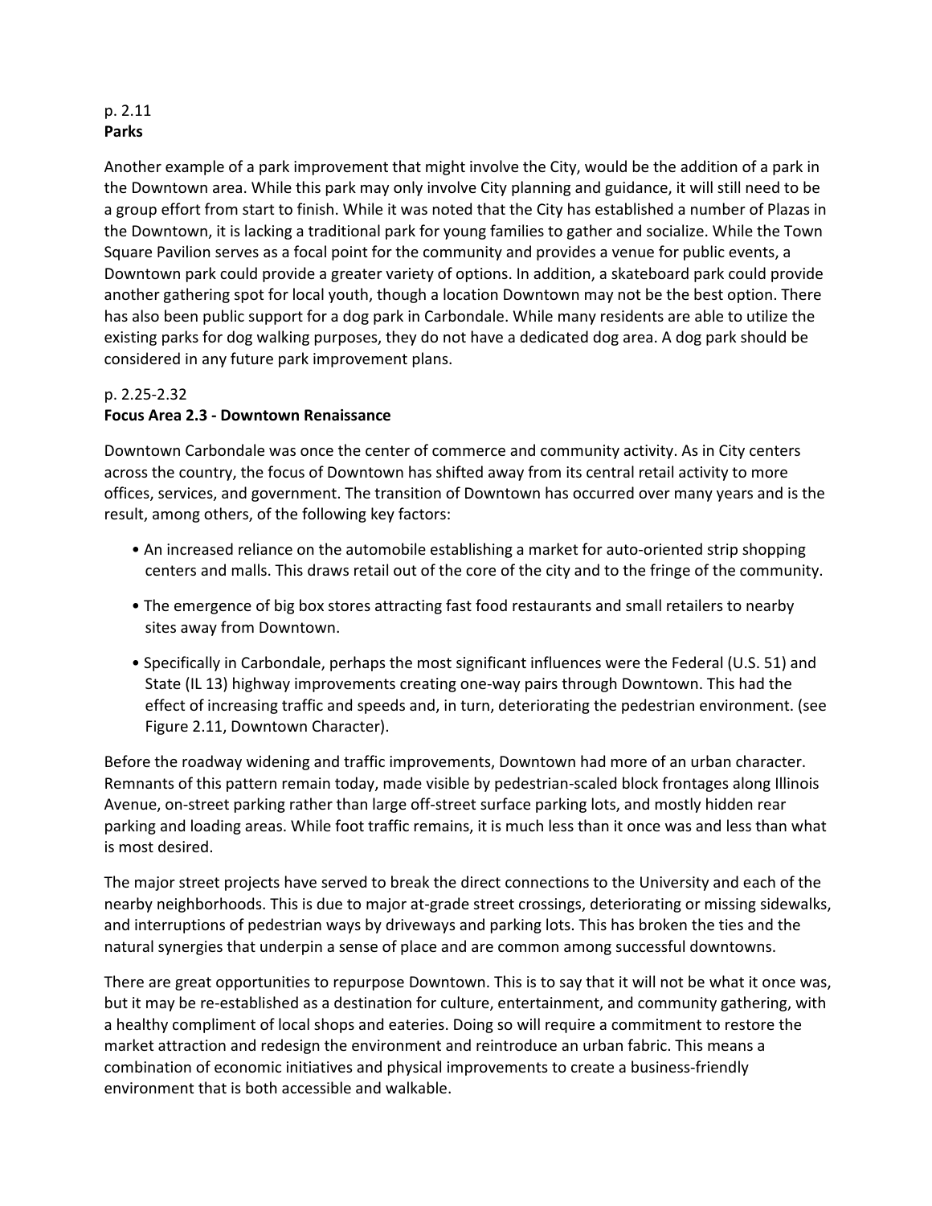p. 2.11
**Parks**

Another example of a park improvement that might involve the City, would be the addition of a park in the Downtown area. While this park may only involve City planning and guidance, it will still need to be a group effort from start to finish. While it was noted that the City has established a number of Plazas in the Downtown, it is lacking a traditional park for young families to gather and socialize. While the Town Square Pavilion serves as a focal point for the community and provides a venue for public events, a Downtown park could provide a greater variety of options. In addition, a skateboard park could provide another gathering spot for local youth, though a location Downtown may not be the best option. There has also been public support for a dog park in Carbondale. While many residents are able to utilize the existing parks for dog walking purposes, they do not have a dedicated dog area. A dog park should be considered in any future park improvement plans.

p. 2.25-2.32
**Focus Area 2.3 - Downtown Renaissance**

Downtown Carbondale was once the center of commerce and community activity. As in City centers across the country, the focus of Downtown has shifted away from its central retail activity to more offices, services, and government. The transition of Downtown has occurred over many years and is the result, among others, of the following key factors:

- An increased reliance on the automobile establishing a market for auto-oriented strip shopping centers and malls. This draws retail out of the core of the city and to the fringe of the community.
- The emergence of big box stores attracting fast food restaurants and small retailers to nearby sites away from Downtown.
- Specifically in Carbondale, perhaps the most significant influences were the Federal (U.S. 51) and State (IL 13) highway improvements creating one-way pairs through Downtown. This had the effect of increasing traffic and speeds and, in turn, deteriorating the pedestrian environment. (see Figure 2.11, Downtown Character).

Before the roadway widening and traffic improvements, Downtown had more of an urban character. Remnants of this pattern remain today, made visible by pedestrian-scaled block frontages along Illinois Avenue, on-street parking rather than large off-street surface parking lots, and mostly hidden rear parking and loading areas. While foot traffic remains, it is much less than it once was and less than what is most desired.

The major street projects have served to break the direct connections to the University and each of the nearby neighborhoods. This is due to major at-grade street crossings, deteriorating or missing sidewalks, and interruptions of pedestrian ways by driveways and parking lots. This has broken the ties and the natural synergies that underpin a sense of place and are common among successful downtowns.

There are great opportunities to repurpose Downtown. This is to say that it will not be what it once was, but it may be re-established as a destination for culture, entertainment, and community gathering, with a healthy compliment of local shops and eateries. Doing so will require a commitment to restore the market attraction and redesign the environment and reintroduce an urban fabric. This means a combination of economic initiatives and physical improvements to create a business-friendly environment that is both accessible and walkable.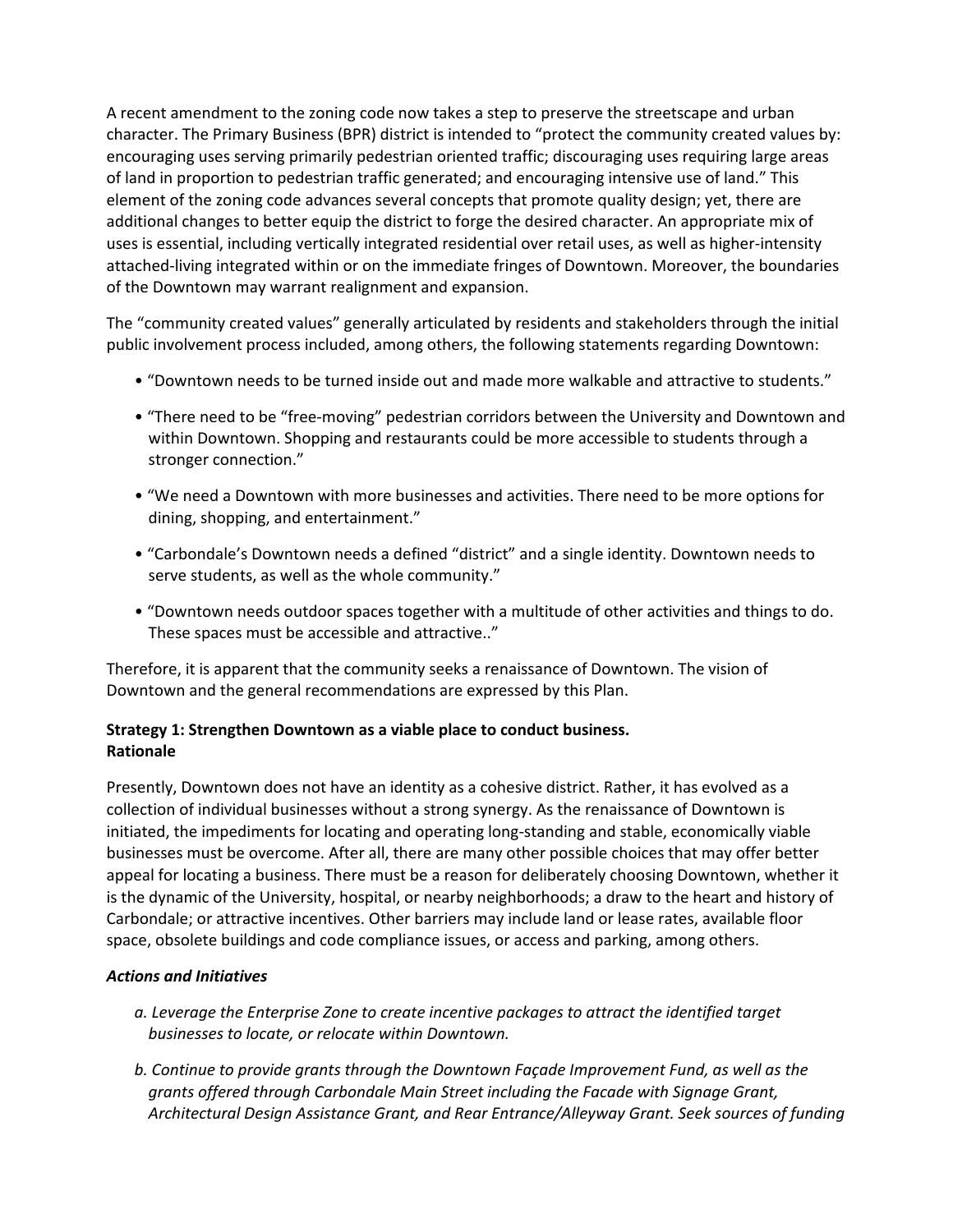A recent amendment to the zoning code now takes a step to preserve the streetscape and urban character. The Primary Business (BPR) district is intended to "protect the community created values by: encouraging uses serving primarily pedestrian oriented traffic; discouraging uses requiring large areas of land in proportion to pedestrian traffic generated; and encouraging intensive use of land." This element of the zoning code advances several concepts that promote quality design; yet, there are additional changes to better equip the district to forge the desired character. An appropriate mix of uses is essential, including vertically integrated residential over retail uses, as well as higher-intensity attached-living integrated within or on the immediate fringes of Downtown. Moreover, the boundaries of the Downtown may warrant realignment and expansion.

The "community created values" generally articulated by residents and stakeholders through the initial public involvement process included, among others, the following statements regarding Downtown:

- "Downtown needs to be turned inside out and made more walkable and attractive to students."
- "There need to be "free-moving" pedestrian corridors between the University and Downtown and within Downtown. Shopping and restaurants could be more accessible to students through a stronger connection."
- "We need a Downtown with more businesses and activities. There need to be more options for dining, shopping, and entertainment."
- "Carbondale's Downtown needs a defined "district" and a single identity. Downtown needs to serve students, as well as the whole community."
- "Downtown needs outdoor spaces together with a multitude of other activities and things to do. These spaces must be accessible and attractive.."

Therefore, it is apparent that the community seeks a renaissance of Downtown. The vision of Downtown and the general recommendations are expressed by this Plan.

**Strategy 1: Strengthen Downtown as a viable place to conduct business.**
**Rationale**

Presently, Downtown does not have an identity as a cohesive district. Rather, it has evolved as a collection of individual businesses without a strong synergy. As the renaissance of Downtown is initiated, the impediments for locating and operating long-standing and stable, economically viable businesses must be overcome. After all, there are many other possible choices that may offer better appeal for locating a business. There must be a reason for deliberately choosing Downtown, whether it is the dynamic of the University, hospital, or nearby neighborhoods; a draw to the heart and history of Carbondale; or attractive incentives. Other barriers may include land or lease rates, available floor space, obsolete buildings and code compliance issues, or access and parking, among others.

***Actions and Initiatives***

*a. Leverage the Enterprise Zone to create incentive packages to attract the identified target businesses to locate, or relocate within Downtown.*

*b. Continue to provide grants through the Downtown Façade Improvement Fund, as well as the grants offered through Carbondale Main Street including the Facade with Signage Grant, Architectural Design Assistance Grant, and Rear Entrance/Alleyway Grant. Seek sources of funding*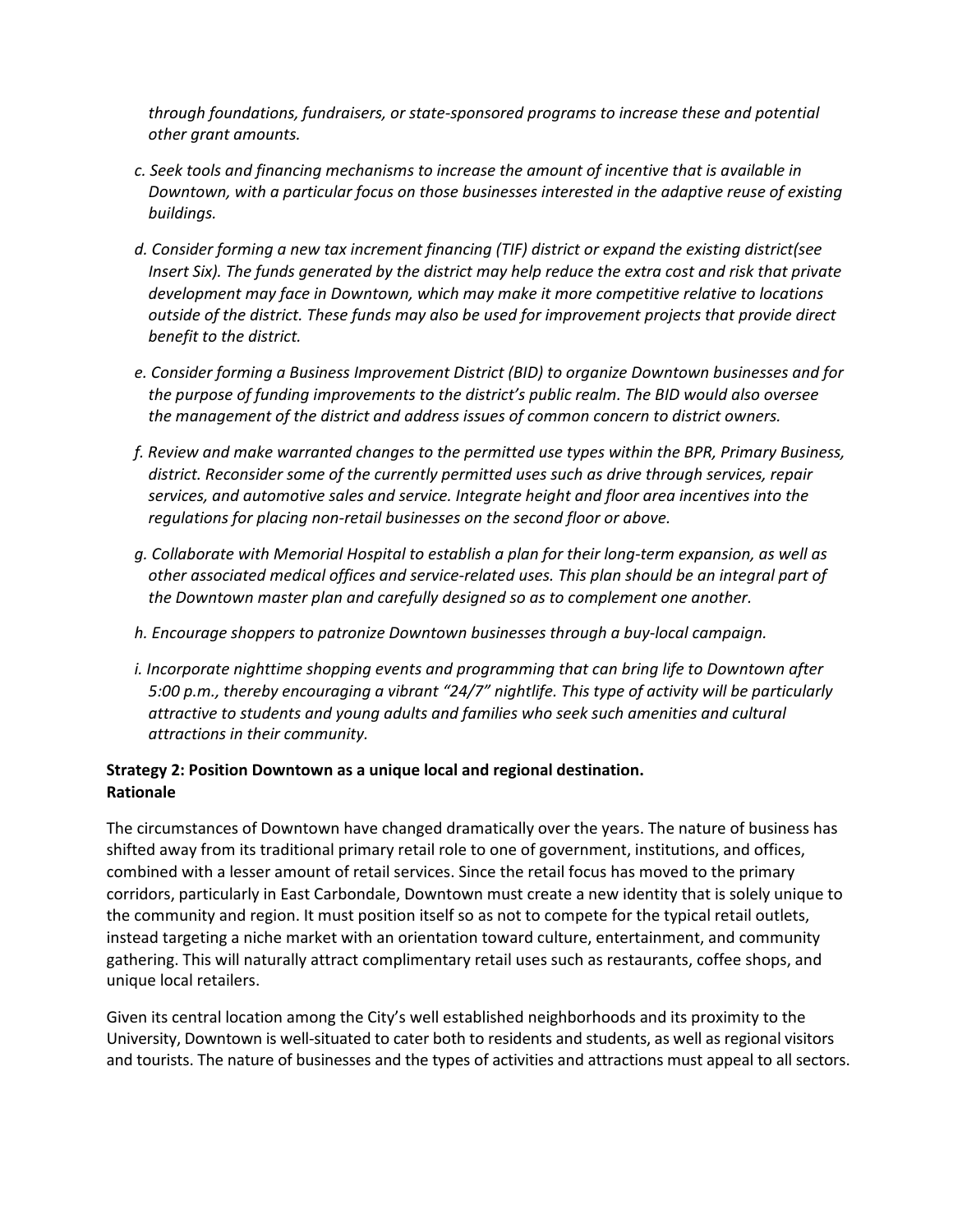*through foundations, fundraisers, or state-sponsored programs to increase these and potential other grant amounts.*

*c. Seek tools and financing mechanisms to increase the amount of incentive that is available in Downtown, with a particular focus on those businesses interested in the adaptive reuse of existing buildings.*

*d. Consider forming a new tax increment financing (TIF) district or expand the existing district(see Insert Six). The funds generated by the district may help reduce the extra cost and risk that private development may face in Downtown, which may make it more competitive relative to locations outside of the district. These funds may also be used for improvement projects that provide direct benefit to the district.*

*e. Consider forming a Business Improvement District (BID) to organize Downtown businesses and for the purpose of funding improvements to the district's public realm. The BID would also oversee the management of the district and address issues of common concern to district owners.*

*f. Review and make warranted changes to the permitted use types within the BPR, Primary Business, district. Reconsider some of the currently permitted uses such as drive through services, repair services, and automotive sales and service. Integrate height and floor area incentives into the regulations for placing non-retail businesses on the second floor or above.*

*g. Collaborate with Memorial Hospital to establish a plan for their long-term expansion, as well as other associated medical offices and service-related uses. This plan should be an integral part of the Downtown master plan and carefully designed so as to complement one another.*

*h. Encourage shoppers to patronize Downtown businesses through a buy-local campaign.*

*i. Incorporate nighttime shopping events and programming that can bring life to Downtown after 5:00 p.m., thereby encouraging a vibrant "24/7" nightlife. This type of activity will be particularly attractive to students and young adults and families who seek such amenities and cultural attractions in their community.*

**Strategy 2: Position Downtown as a unique local and regional destination.**
**Rationale**

The circumstances of Downtown have changed dramatically over the years. The nature of business has shifted away from its traditional primary retail role to one of government, institutions, and offices, combined with a lesser amount of retail services. Since the retail focus has moved to the primary corridors, particularly in East Carbondale, Downtown must create a new identity that is solely unique to the community and region. It must position itself so as not to compete for the typical retail outlets, instead targeting a niche market with an orientation toward culture, entertainment, and community gathering. This will naturally attract complimentary retail uses such as restaurants, coffee shops, and unique local retailers.

Given its central location among the City's well established neighborhoods and its proximity to the University, Downtown is well-situated to cater both to residents and students, as well as regional visitors and tourists. The nature of businesses and the types of activities and attractions must appeal to all sectors.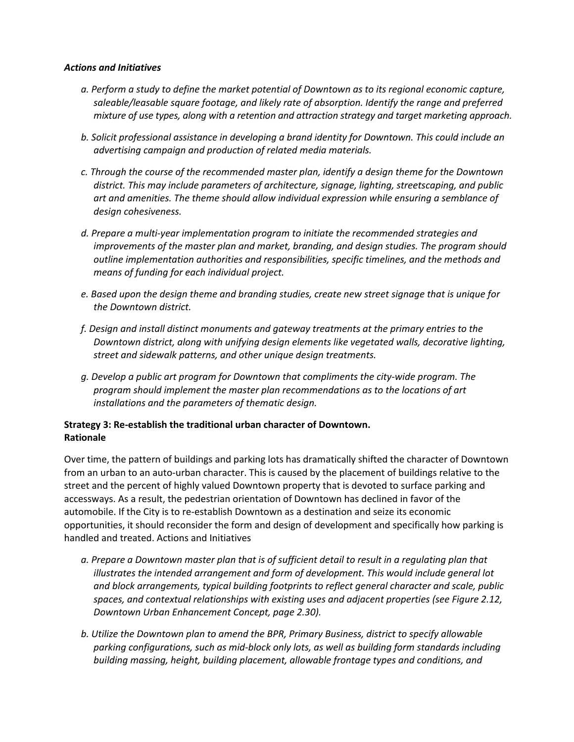***Actions and Initiatives***

- *a. Perform a study to define the market potential of Downtown as to its regional economic capture, saleable/leasable square footage, and likely rate of absorption. Identify the range and preferred mixture of use types, along with a retention and attraction strategy and target marketing approach.*
- *b. Solicit professional assistance in developing a brand identity for Downtown. This could include an advertising campaign and production of related media materials.*
- *c. Through the course of the recommended master plan, identify a design theme for the Downtown district. This may include parameters of architecture, signage, lighting, streetscaping, and public art and amenities. The theme should allow individual expression while ensuring a semblance of design cohesiveness.*
- *d. Prepare a multi-year implementation program to initiate the recommended strategies and improvements of the master plan and market, branding, and design studies. The program should outline implementation authorities and responsibilities, specific timelines, and the methods and means of funding for each individual project.*
- *e. Based upon the design theme and branding studies, create new street signage that is unique for the Downtown district.*
- *f. Design and install distinct monuments and gateway treatments at the primary entries to the Downtown district, along with unifying design elements like vegetated walls, decorative lighting, street and sidewalk patterns, and other unique design treatments.*
- *g. Develop a public art program for Downtown that compliments the city-wide program. The program should implement the master plan recommendations as to the locations of art installations and the parameters of thematic design.*

**Strategy 3: Re-establish the traditional urban character of Downtown.**
**Rationale**

Over time, the pattern of buildings and parking lots has dramatically shifted the character of Downtown from an urban to an auto-urban character. This is caused by the placement of buildings relative to the street and the percent of highly valued Downtown property that is devoted to surface parking and accessways. As a result, the pedestrian orientation of Downtown has declined in favor of the automobile. If the City is to re-establish Downtown as a destination and seize its economic opportunities, it should reconsider the form and design of development and specifically how parking is handled and treated. Actions and Initiatives

- *a. Prepare a Downtown master plan that is of sufficient detail to result in a regulating plan that illustrates the intended arrangement and form of development. This would include general lot and block arrangements, typical building footprints to reflect general character and scale, public spaces, and contextual relationships with existing uses and adjacent properties (see Figure 2.12, Downtown Urban Enhancement Concept, page 2.30).*
- *b. Utilize the Downtown plan to amend the BPR, Primary Business, district to specify allowable parking configurations, such as mid-block only lots, as well as building form standards including building massing, height, building placement, allowable frontage types and conditions, and*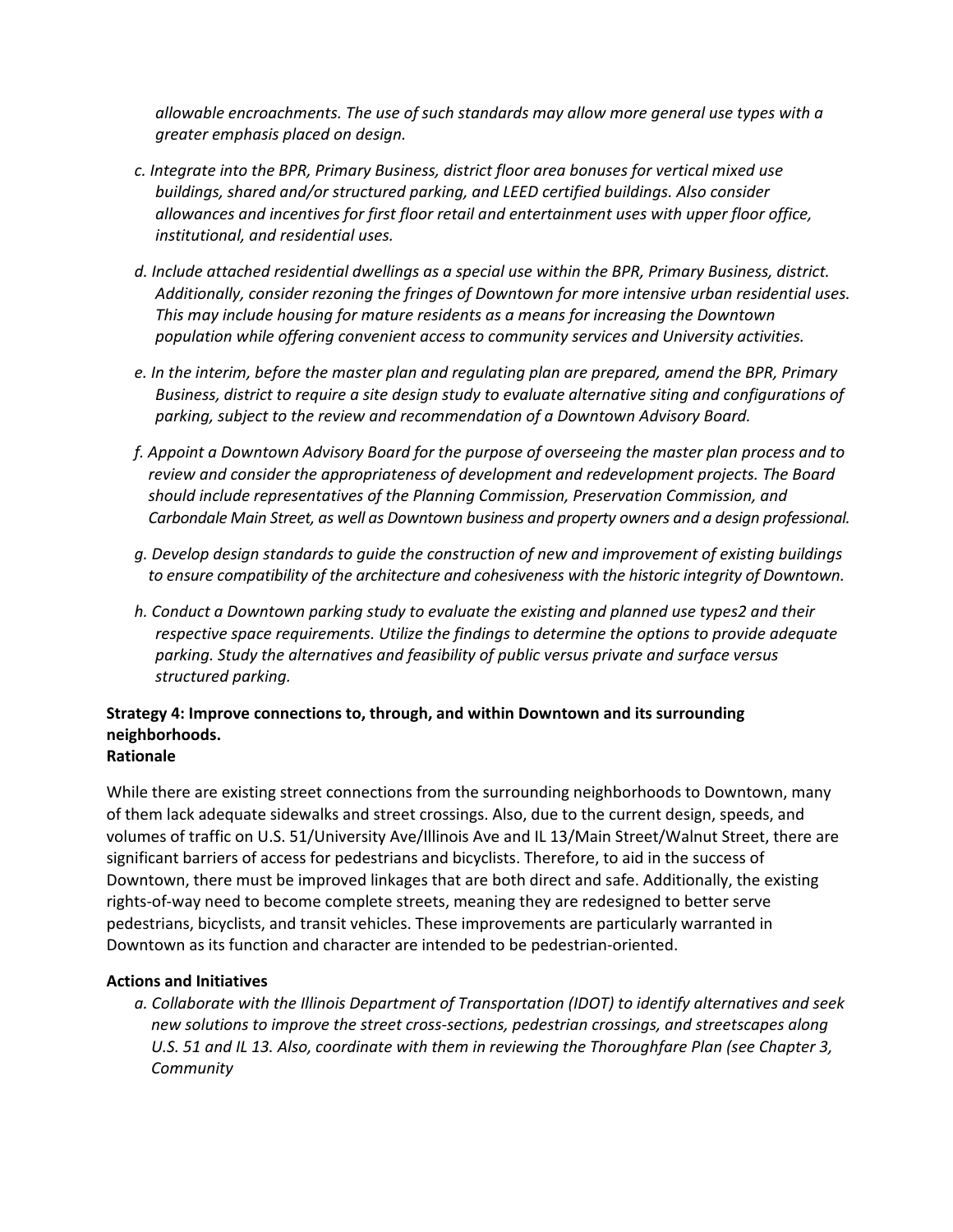*allowable encroachments. The use of such standards may allow more general use types with a greater emphasis placed on design.*

*c. Integrate into the BPR, Primary Business, district floor area bonuses for vertical mixed use buildings, shared and/or structured parking, and LEED certified buildings. Also consider allowances and incentives for first floor retail and entertainment uses with upper floor office, institutional, and residential uses.*

*d. Include attached residential dwellings as a special use within the BPR, Primary Business, district. Additionally, consider rezoning the fringes of Downtown for more intensive urban residential uses. This may include housing for mature residents as a means for increasing the Downtown population while offering convenient access to community services and University activities.*

*e. In the interim, before the master plan and regulating plan are prepared, amend the BPR, Primary Business, district to require a site design study to evaluate alternative siting and configurations of parking, subject to the review and recommendation of a Downtown Advisory Board.*

*f. Appoint a Downtown Advisory Board for the purpose of overseeing the master plan process and to review and consider the appropriateness of development and redevelopment projects. The Board should include representatives of the Planning Commission, Preservation Commission, and Carbondale Main Street, as well as Downtown business and property owners and a design professional.*

*g. Develop design standards to guide the construction of new and improvement of existing buildings to ensure compatibility of the architecture and cohesiveness with the historic integrity of Downtown.*

*h. Conduct a Downtown parking study to evaluate the existing and planned use types2 and their respective space requirements. Utilize the findings to determine the options to provide adequate parking. Study the alternatives and feasibility of public versus private and surface versus structured parking.*

**Strategy 4: Improve connections to, through, and within Downtown and its surrounding neighborhoods.**
**Rationale**

While there are existing street connections from the surrounding neighborhoods to Downtown, many of them lack adequate sidewalks and street crossings. Also, due to the current design, speeds, and volumes of traffic on U.S. 51/University Ave/Illinois Ave and IL 13/Main Street/Walnut Street, there are significant barriers of access for pedestrians and bicyclists. Therefore, to aid in the success of Downtown, there must be improved linkages that are both direct and safe. Additionally, the existing rights-of-way need to become complete streets, meaning they are redesigned to better serve pedestrians, bicyclists, and transit vehicles. These improvements are particularly warranted in Downtown as its function and character are intended to be pedestrian-oriented.

**Actions and Initiatives**

*a. Collaborate with the Illinois Department of Transportation (IDOT) to identify alternatives and seek new solutions to improve the street cross-sections, pedestrian crossings, and streetscapes along U.S. 51 and IL 13. Also, coordinate with them in reviewing the Thoroughfare Plan (see Chapter 3, Community*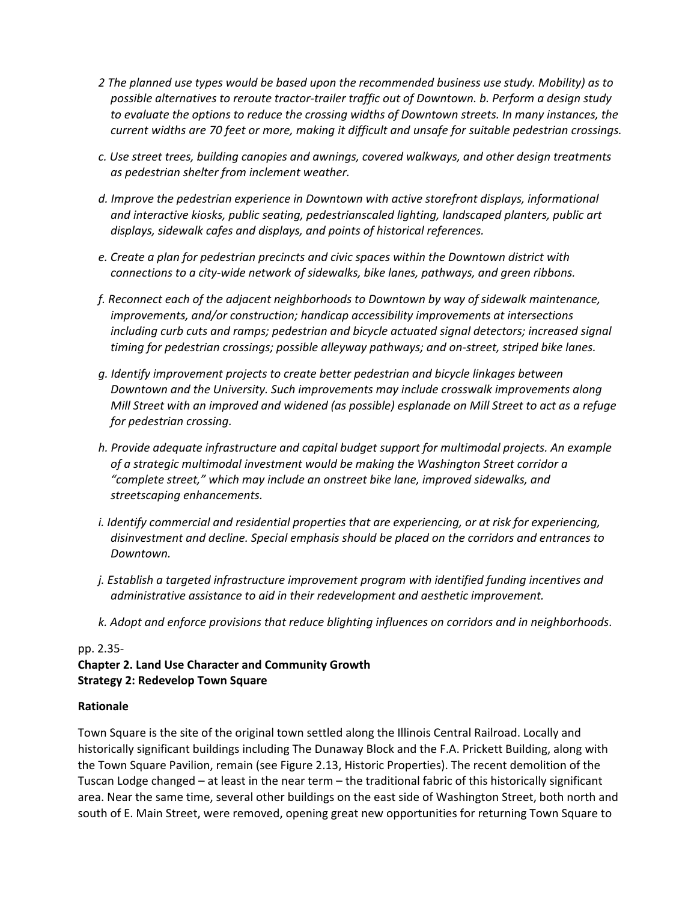*2 The planned use types would be based upon the recommended business use study. Mobility) as to possible alternatives to reroute tractor-trailer traffic out of Downtown. b. Perform a design study to evaluate the options to reduce the crossing widths of Downtown streets. In many instances, the current widths are 70 feet or more, making it difficult and unsafe for suitable pedestrian crossings.*

*c. Use street trees, building canopies and awnings, covered walkways, and other design treatments as pedestrian shelter from inclement weather.*

*d. Improve the pedestrian experience in Downtown with active storefront displays, informational and interactive kiosks, public seating, pedestrianscaled lighting, landscaped planters, public art displays, sidewalk cafes and displays, and points of historical references.*

*e. Create a plan for pedestrian precincts and civic spaces within the Downtown district with connections to a city-wide network of sidewalks, bike lanes, pathways, and green ribbons.*

*f. Reconnect each of the adjacent neighborhoods to Downtown by way of sidewalk maintenance, improvements, and/or construction; handicap accessibility improvements at intersections including curb cuts and ramps; pedestrian and bicycle actuated signal detectors; increased signal timing for pedestrian crossings; possible alleyway pathways; and on-street, striped bike lanes.*

*g. Identify improvement projects to create better pedestrian and bicycle linkages between Downtown and the University. Such improvements may include crosswalk improvements along Mill Street with an improved and widened (as possible) esplanade on Mill Street to act as a refuge for pedestrian crossing.*

*h. Provide adequate infrastructure and capital budget support for multimodal projects. An example of a strategic multimodal investment would be making the Washington Street corridor a "complete street," which may include an onstreet bike lane, improved sidewalks, and streetscaping enhancements.*

*i. Identify commercial and residential properties that are experiencing, or at risk for experiencing, disinvestment and decline. Special emphasis should be placed on the corridors and entrances to Downtown.*

*j. Establish a targeted infrastructure improvement program with identified funding incentives and administrative assistance to aid in their redevelopment and aesthetic improvement.*

*k. Adopt and enforce provisions that reduce blighting influences on corridors and in neighborhoods*.

pp. 2.35-

**Chapter 2. Land Use Character and Community Growth**
**Strategy 2: Redevelop Town Square**

**Rationale**

Town Square is the site of the original town settled along the Illinois Central Railroad. Locally and historically significant buildings including The Dunaway Block and the F.A. Prickett Building, along with the Town Square Pavilion, remain (see Figure 2.13, Historic Properties). The recent demolition of the Tuscan Lodge changed – at least in the near term – the traditional fabric of this historically significant area. Near the same time, several other buildings on the east side of Washington Street, both north and south of E. Main Street, were removed, opening great new opportunities for returning Town Square to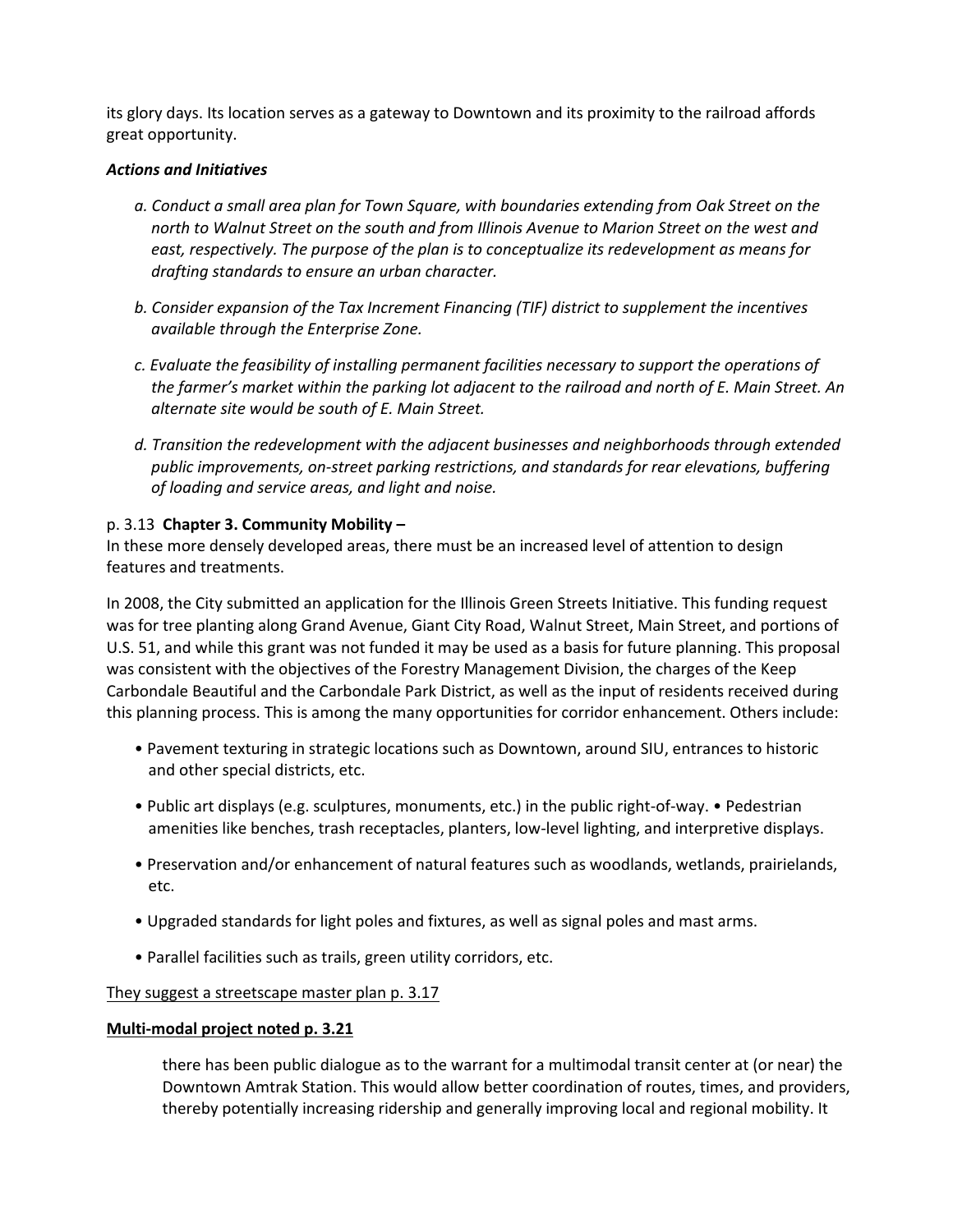its glory days. Its location serves as a gateway to Downtown and its proximity to the railroad affords great opportunity.

***Actions and Initiatives***

*a. Conduct a small area plan for Town Square, with boundaries extending from Oak Street on the north to Walnut Street on the south and from Illinois Avenue to Marion Street on the west and east, respectively. The purpose of the plan is to conceptualize its redevelopment as means for drafting standards to ensure an urban character.*

*b. Consider expansion of the Tax Increment Financing (TIF) district to supplement the incentives available through the Enterprise Zone.*

*c. Evaluate the feasibility of installing permanent facilities necessary to support the operations of the farmer's market within the parking lot adjacent to the railroad and north of E. Main Street. An alternate site would be south of E. Main Street.*

*d. Transition the redevelopment with the adjacent businesses and neighborhoods through extended public improvements, on-street parking restrictions, and standards for rear elevations, buffering of loading and service areas, and light and noise.*

p. 3.13 **Chapter 3. Community Mobility –**
In these more densely developed areas, there must be an increased level of attention to design features and treatments.

In 2008, the City submitted an application for the Illinois Green Streets Initiative. This funding request was for tree planting along Grand Avenue, Giant City Road, Walnut Street, Main Street, and portions of U.S. 51, and while this grant was not funded it may be used as a basis for future planning. This proposal was consistent with the objectives of the Forestry Management Division, the charges of the Keep Carbondale Beautiful and the Carbondale Park District, as well as the input of residents received during this planning process. This is among the many opportunities for corridor enhancement. Others include:

- Pavement texturing in strategic locations such as Downtown, around SIU, entrances to historic and other special districts, etc.
- Public art displays (e.g. sculptures, monuments, etc.) in the public right-of-way. • Pedestrian amenities like benches, trash receptacles, planters, low-level lighting, and interpretive displays.
- Preservation and/or enhancement of natural features such as woodlands, wetlands, prairielands, etc.
- Upgraded standards for light poles and fixtures, as well as signal poles and mast arms.
- Parallel facilities such as trails, green utility corridors, etc.

<u>They suggest a streetscape master plan p. 3.17</u>

<u>**Multi-modal project noted p. 3.21**</u>

> there has been public dialogue as to the warrant for a multimodal transit center at (or near) the Downtown Amtrak Station. This would allow better coordination of routes, times, and providers, thereby potentially increasing ridership and generally improving local and regional mobility. It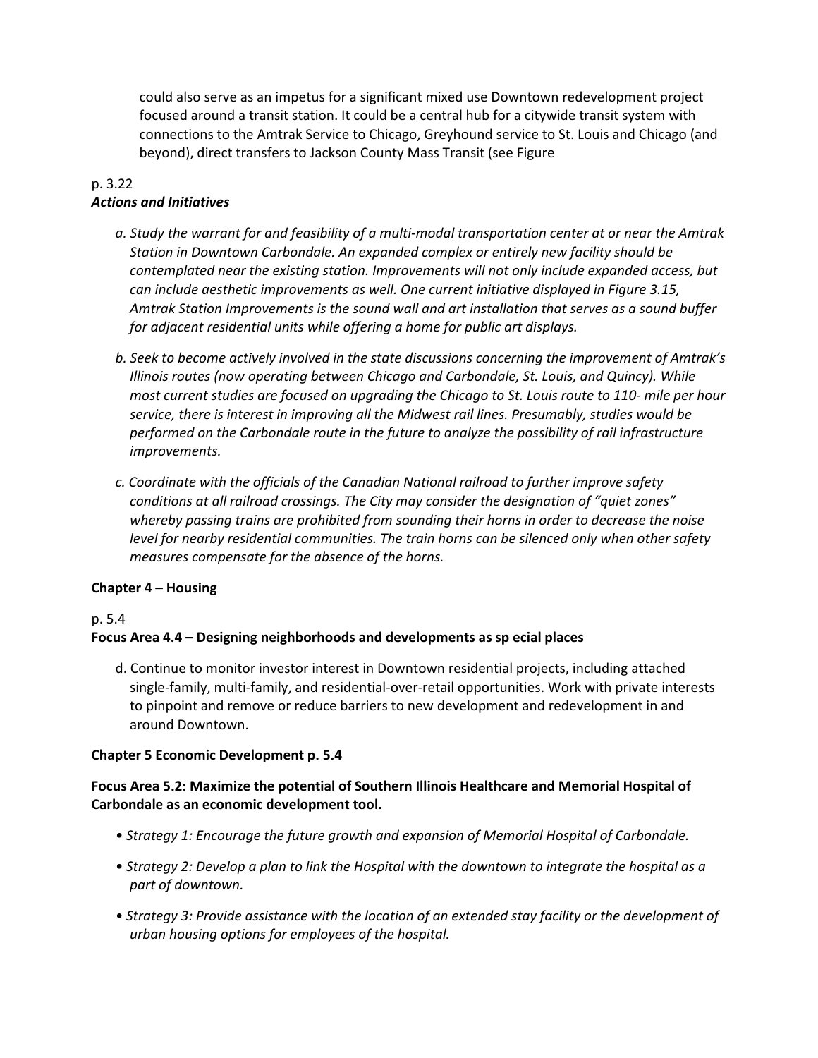could also serve as an impetus for a significant mixed use Downtown redevelopment project focused around a transit station. It could be a central hub for a citywide transit system with connections to the Amtrak Service to Chicago, Greyhound service to St. Louis and Chicago (and beyond), direct transfers to Jackson County Mass Transit (see Figure

p. 3.22

***Actions and Initiatives***

*a. Study the warrant for and feasibility of a multi-modal transportation center at or near the Amtrak Station in Downtown Carbondale. An expanded complex or entirely new facility should be contemplated near the existing station. Improvements will not only include expanded access, but can include aesthetic improvements as well. One current initiative displayed in Figure 3.15, Amtrak Station Improvements is the sound wall and art installation that serves as a sound buffer for adjacent residential units while offering a home for public art displays.*

*b. Seek to become actively involved in the state discussions concerning the improvement of Amtrak's Illinois routes (now operating between Chicago and Carbondale, St. Louis, and Quincy). While most current studies are focused on upgrading the Chicago to St. Louis route to 110- mile per hour service, there is interest in improving all the Midwest rail lines. Presumably, studies would be performed on the Carbondale route in the future to analyze the possibility of rail infrastructure improvements.*

*c. Coordinate with the officials of the Canadian National railroad to further improve safety conditions at all railroad crossings. The City may consider the designation of "quiet zones" whereby passing trains are prohibited from sounding their horns in order to decrease the noise level for nearby residential communities. The train horns can be silenced only when other safety measures compensate for the absence of the horns.*

**Chapter 4 – Housing**

p. 5.4

**Focus Area 4.4 – Designing neighborhoods and developments as sp ecial places**

d. Continue to monitor investor interest in Downtown residential projects, including attached single-family, multi-family, and residential-over-retail opportunities. Work with private interests to pinpoint and remove or reduce barriers to new development and redevelopment in and around Downtown.

**Chapter 5 Economic Development p. 5.4**

**Focus Area 5.2: Maximize the potential of Southern Illinois Healthcare and Memorial Hospital of Carbondale as an economic development tool.**

- *Strategy 1: Encourage the future growth and expansion of Memorial Hospital of Carbondale.*
- *Strategy 2: Develop a plan to link the Hospital with the downtown to integrate the hospital as a part of downtown.*
- *Strategy 3: Provide assistance with the location of an extended stay facility or the development of urban housing options for employees of the hospital.*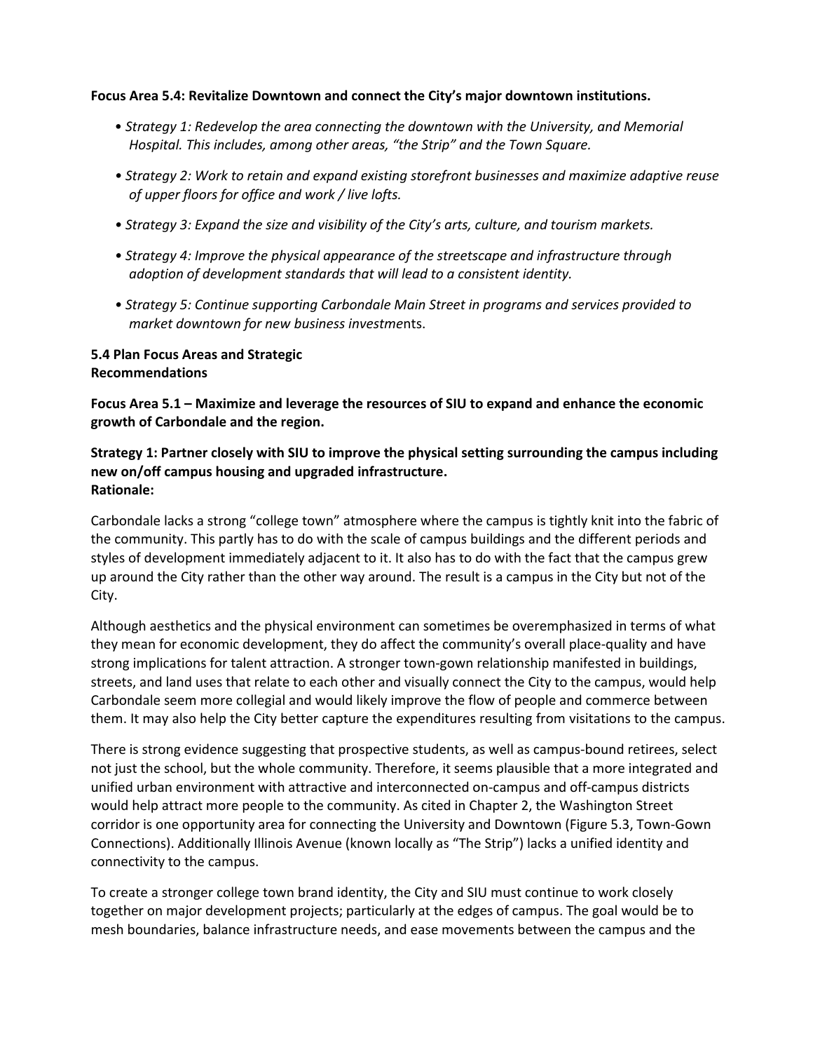**Focus Area 5.4: Revitalize Downtown and connect the City's major downtown institutions.**

- *Strategy 1: Redevelop the area connecting the downtown with the University, and Memorial Hospital. This includes, among other areas, "the Strip" and the Town Square.*
- *Strategy 2: Work to retain and expand existing storefront businesses and maximize adaptive reuse of upper floors for office and work / live lofts.*
- *Strategy 3: Expand the size and visibility of the City's arts, culture, and tourism markets.*
- *Strategy 4: Improve the physical appearance of the streetscape and infrastructure through adoption of development standards that will lead to a consistent identity.*
- *Strategy 5: Continue supporting Carbondale Main Street in programs and services provided to market downtown for new business investme*nts.

## 5.4 Plan Focus Areas and Strategic Recommendations

**Focus Area 5.1 – Maximize and leverage the resources of SIU to expand and enhance the economic growth of Carbondale and the region.**

**Strategy 1: Partner closely with SIU to improve the physical setting surrounding the campus including new on/off campus housing and upgraded infrastructure.**
**Rationale:**

Carbondale lacks a strong "college town" atmosphere where the campus is tightly knit into the fabric of the community. This partly has to do with the scale of campus buildings and the different periods and styles of development immediately adjacent to it. It also has to do with the fact that the campus grew up around the City rather than the other way around. The result is a campus in the City but not of the City.

Although aesthetics and the physical environment can sometimes be overemphasized in terms of what they mean for economic development, they do affect the community's overall place-quality and have strong implications for talent attraction. A stronger town-gown relationship manifested in buildings, streets, and land uses that relate to each other and visually connect the City to the campus, would help Carbondale seem more collegial and would likely improve the flow of people and commerce between them. It may also help the City better capture the expenditures resulting from visitations to the campus.

There is strong evidence suggesting that prospective students, as well as campus-bound retirees, select not just the school, but the whole community. Therefore, it seems plausible that a more integrated and unified urban environment with attractive and interconnected on-campus and off-campus districts would help attract more people to the community. As cited in Chapter 2, the Washington Street corridor is one opportunity area for connecting the University and Downtown (Figure 5.3, Town-Gown Connections). Additionally Illinois Avenue (known locally as "The Strip") lacks a unified identity and connectivity to the campus.

To create a stronger college town brand identity, the City and SIU must continue to work closely together on major development projects; particularly at the edges of campus. The goal would be to mesh boundaries, balance infrastructure needs, and ease movements between the campus and the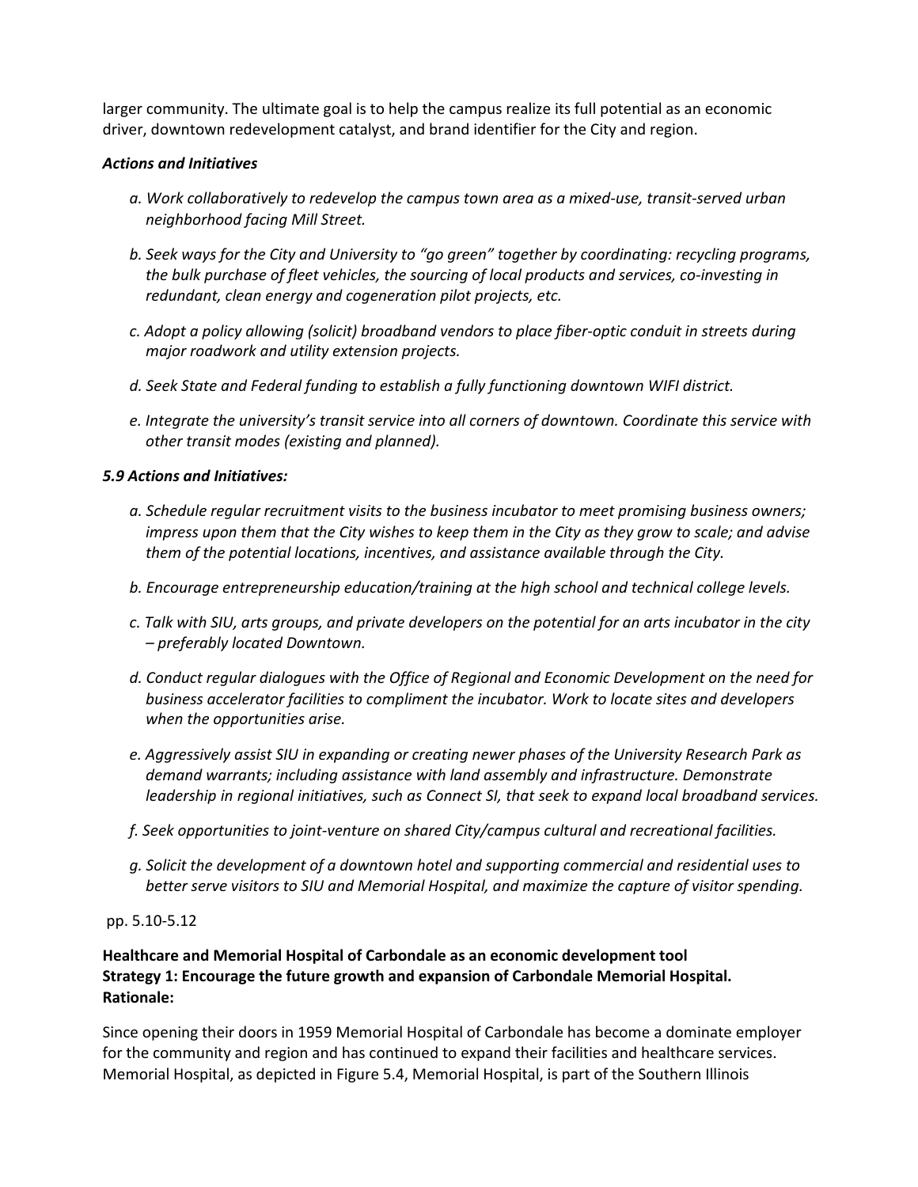larger community. The ultimate goal is to help the campus realize its full potential as an economic driver, downtown redevelopment catalyst, and brand identifier for the City and region.

***Actions and Initiatives***

- *a. Work collaboratively to redevelop the campus town area as a mixed-use, transit-served urban neighborhood facing Mill Street.*
- *b. Seek ways for the City and University to "go green" together by coordinating: recycling programs, the bulk purchase of fleet vehicles, the sourcing of local products and services, co-investing in redundant, clean energy and cogeneration pilot projects, etc.*
- *c. Adopt a policy allowing (solicit) broadband vendors to place fiber-optic conduit in streets during major roadwork and utility extension projects.*
- *d. Seek State and Federal funding to establish a fully functioning downtown WIFI district.*
- *e. Integrate the university's transit service into all corners of downtown. Coordinate this service with other transit modes (existing and planned).*

***5.9 Actions and Initiatives:***

- *a. Schedule regular recruitment visits to the business incubator to meet promising business owners; impress upon them that the City wishes to keep them in the City as they grow to scale; and advise them of the potential locations, incentives, and assistance available through the City.*
- *b. Encourage entrepreneurship education/training at the high school and technical college levels.*
- *c. Talk with SIU, arts groups, and private developers on the potential for an arts incubator in the city – preferably located Downtown.*
- *d. Conduct regular dialogues with the Office of Regional and Economic Development on the need for business accelerator facilities to compliment the incubator. Work to locate sites and developers when the opportunities arise.*
- *e. Aggressively assist SIU in expanding or creating newer phases of the University Research Park as demand warrants; including assistance with land assembly and infrastructure. Demonstrate leadership in regional initiatives, such as Connect SI, that seek to expand local broadband services.*
- *f. Seek opportunities to joint-venture on shared City/campus cultural and recreational facilities.*
- *g. Solicit the development of a downtown hotel and supporting commercial and residential uses to better serve visitors to SIU and Memorial Hospital, and maximize the capture of visitor spending.*

pp. 5.10-5.12

**Healthcare and Memorial Hospital of Carbondale as an economic development tool**
**Strategy 1: Encourage the future growth and expansion of Carbondale Memorial Hospital.**
**Rationale:**

Since opening their doors in 1959 Memorial Hospital of Carbondale has become a dominate employer for the community and region and has continued to expand their facilities and healthcare services. Memorial Hospital, as depicted in Figure 5.4, Memorial Hospital, is part of the Southern Illinois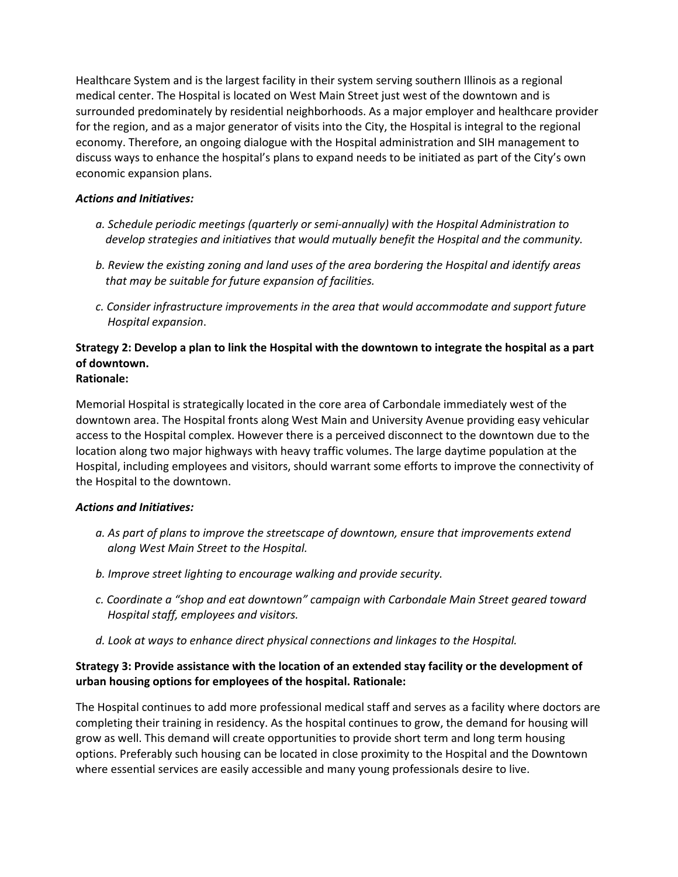Healthcare System and is the largest facility in their system serving southern Illinois as a regional medical center. The Hospital is located on West Main Street just west of the downtown and is surrounded predominately by residential neighborhoods. As a major employer and healthcare provider for the region, and as a major generator of visits into the City, the Hospital is integral to the regional economy. Therefore, an ongoing dialogue with the Hospital administration and SIH management to discuss ways to enhance the hospital's plans to expand needs to be initiated as part of the City's own economic expansion plans.

***Actions and Initiatives:***

*a. Schedule periodic meetings (quarterly or semi-annually) with the Hospital Administration to develop strategies and initiatives that would mutually benefit the Hospital and the community.*

*b. Review the existing zoning and land uses of the area bordering the Hospital and identify areas that may be suitable for future expansion of facilities.*

*c. Consider infrastructure improvements in the area that would accommodate and support future Hospital expansion.*

**Strategy 2: Develop a plan to link the Hospital with the downtown to integrate the hospital as a part of downtown.**
**Rationale:**

Memorial Hospital is strategically located in the core area of Carbondale immediately west of the downtown area. The Hospital fronts along West Main and University Avenue providing easy vehicular access to the Hospital complex. However there is a perceived disconnect to the downtown due to the location along two major highways with heavy traffic volumes. The large daytime population at the Hospital, including employees and visitors, should warrant some efforts to improve the connectivity of the Hospital to the downtown.

***Actions and Initiatives:***

*a. As part of plans to improve the streetscape of downtown, ensure that improvements extend along West Main Street to the Hospital.*

*b. Improve street lighting to encourage walking and provide security.*

*c. Coordinate a "shop and eat downtown" campaign with Carbondale Main Street geared toward Hospital staff, employees and visitors.*

*d. Look at ways to enhance direct physical connections and linkages to the Hospital.*

**Strategy 3: Provide assistance with the location of an extended stay facility or the development of urban housing options for employees of the hospital. Rationale:**

The Hospital continues to add more professional medical staff and serves as a facility where doctors are completing their training in residency. As the hospital continues to grow, the demand for housing will grow as well. This demand will create opportunities to provide short term and long term housing options. Preferably such housing can be located in close proximity to the Hospital and the Downtown where essential services are easily accessible and many young professionals desire to live.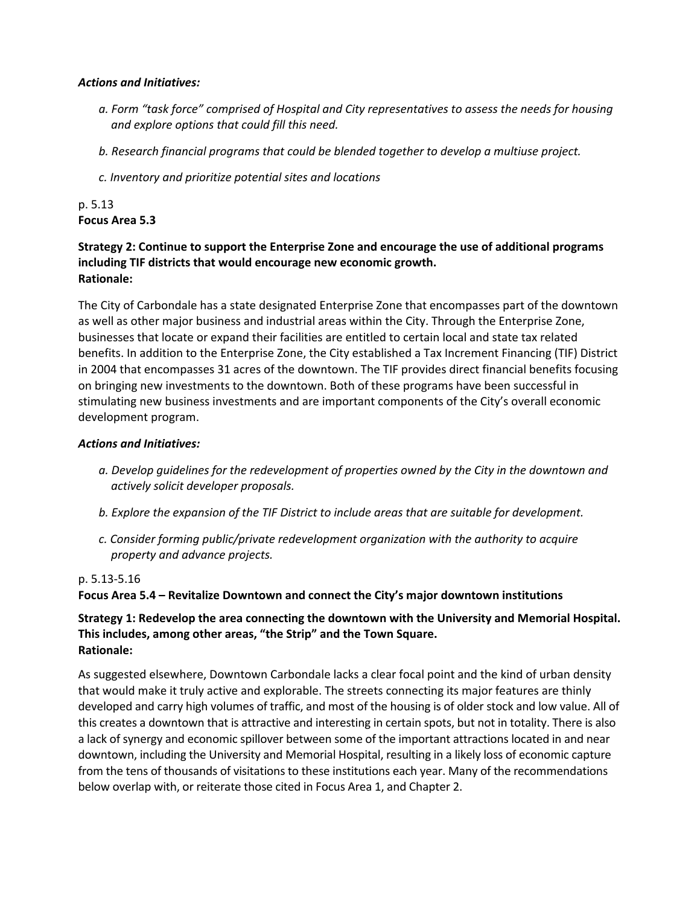***Actions and Initiatives:***

*a. Form "task force" comprised of Hospital and City representatives to assess the needs for housing and explore options that could fill this need.*

*b. Research financial programs that could be blended together to develop a multiuse project.*

*c. Inventory and prioritize potential sites and locations*

p. 5.13
**Focus Area 5.3**

**Strategy 2: Continue to support the Enterprise Zone and encourage the use of additional programs including TIF districts that would encourage new economic growth.**
**Rationale:**

The City of Carbondale has a state designated Enterprise Zone that encompasses part of the downtown as well as other major business and industrial areas within the City. Through the Enterprise Zone, businesses that locate or expand their facilities are entitled to certain local and state tax related benefits. In addition to the Enterprise Zone, the City established a Tax Increment Financing (TIF) District in 2004 that encompasses 31 acres of the downtown. The TIF provides direct financial benefits focusing on bringing new investments to the downtown. Both of these programs have been successful in stimulating new business investments and are important components of the City's overall economic development program.

***Actions and Initiatives:***

*a. Develop guidelines for the redevelopment of properties owned by the City in the downtown and actively solicit developer proposals.*

*b. Explore the expansion of the TIF District to include areas that are suitable for development.*

*c. Consider forming public/private redevelopment organization with the authority to acquire property and advance projects.*

p. 5.13-5.16
**Focus Area 5.4 – Revitalize Downtown and connect the City's major downtown institutions**

**Strategy 1: Redevelop the area connecting the downtown with the University and Memorial Hospital. This includes, among other areas, "the Strip" and the Town Square.**
**Rationale:**

As suggested elsewhere, Downtown Carbondale lacks a clear focal point and the kind of urban density that would make it truly active and explorable. The streets connecting its major features are thinly developed and carry high volumes of traffic, and most of the housing is of older stock and low value. All of this creates a downtown that is attractive and interesting in certain spots, but not in totality. There is also a lack of synergy and economic spillover between some of the important attractions located in and near downtown, including the University and Memorial Hospital, resulting in a likely loss of economic capture from the tens of thousands of visitations to these institutions each year. Many of the recommendations below overlap with, or reiterate those cited in Focus Area 1, and Chapter 2.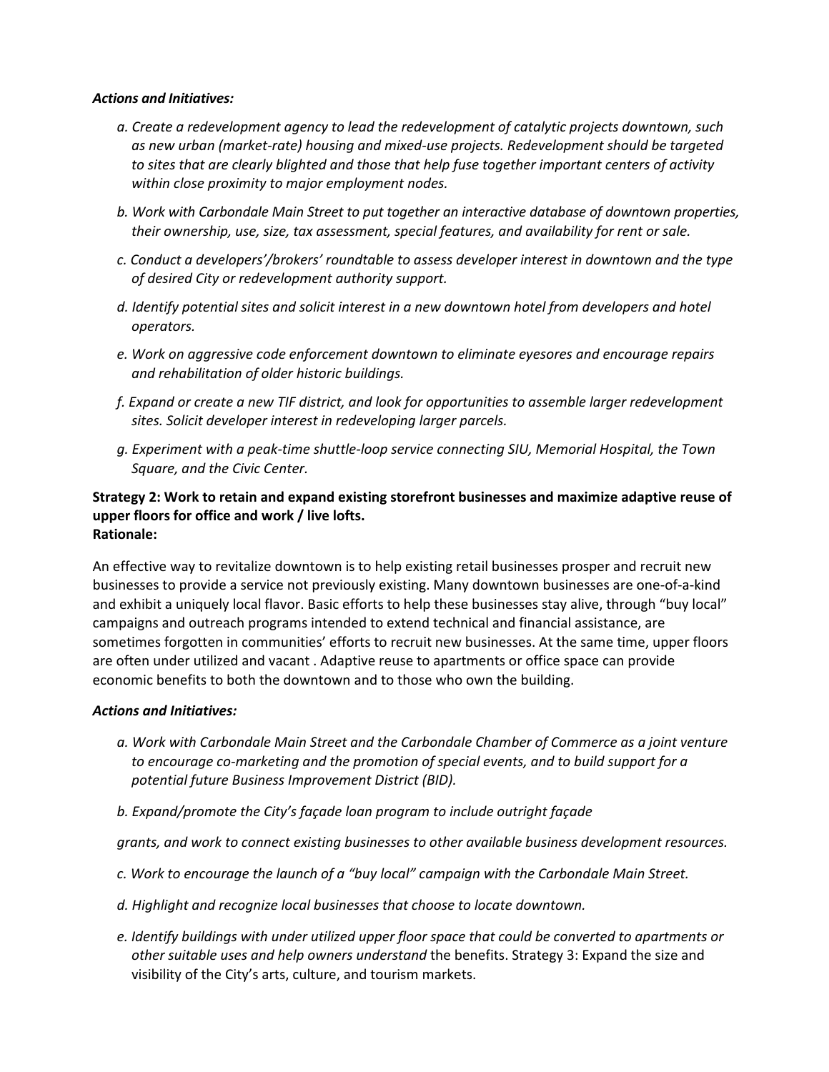***Actions and Initiatives:***

*a. Create a redevelopment agency to lead the redevelopment of catalytic projects downtown, such as new urban (market-rate) housing and mixed-use projects. Redevelopment should be targeted to sites that are clearly blighted and those that help fuse together important centers of activity within close proximity to major employment nodes.*

*b. Work with Carbondale Main Street to put together an interactive database of downtown properties, their ownership, use, size, tax assessment, special features, and availability for rent or sale.*

*c. Conduct a developers'/brokers' roundtable to assess developer interest in downtown and the type of desired City or redevelopment authority support.*

*d. Identify potential sites and solicit interest in a new downtown hotel from developers and hotel operators.*

*e. Work on aggressive code enforcement downtown to eliminate eyesores and encourage repairs and rehabilitation of older historic buildings.*

*f. Expand or create a new TIF district, and look for opportunities to assemble larger redevelopment sites. Solicit developer interest in redeveloping larger parcels.*

*g. Experiment with a peak-time shuttle-loop service connecting SIU, Memorial Hospital, the Town Square, and the Civic Center.*

**Strategy 2: Work to retain and expand existing storefront businesses and maximize adaptive reuse of upper floors for office and work / live lofts.**
**Rationale:**

An effective way to revitalize downtown is to help existing retail businesses prosper and recruit new businesses to provide a service not previously existing. Many downtown businesses are one-of-a-kind and exhibit a uniquely local flavor. Basic efforts to help these businesses stay alive, through "buy local" campaigns and outreach programs intended to extend technical and financial assistance, are sometimes forgotten in communities' efforts to recruit new businesses. At the same time, upper floors are often under utilized and vacant . Adaptive reuse to apartments or office space can provide economic benefits to both the downtown and to those who own the building.

***Actions and Initiatives:***

*a. Work with Carbondale Main Street and the Carbondale Chamber of Commerce as a joint venture to encourage co-marketing and the promotion of special events, and to build support for a potential future Business Improvement District (BID).*

*b. Expand/promote the City's façade loan program to include outright façade*

*grants, and work to connect existing businesses to other available business development resources.*

*c. Work to encourage the launch of a "buy local" campaign with the Carbondale Main Street.*

*d. Highlight and recognize local businesses that choose to locate downtown.*

*e. Identify buildings with under utilized upper floor space that could be converted to apartments or other suitable uses and help owners understand* the benefits. Strategy 3: Expand the size and visibility of the City's arts, culture, and tourism markets.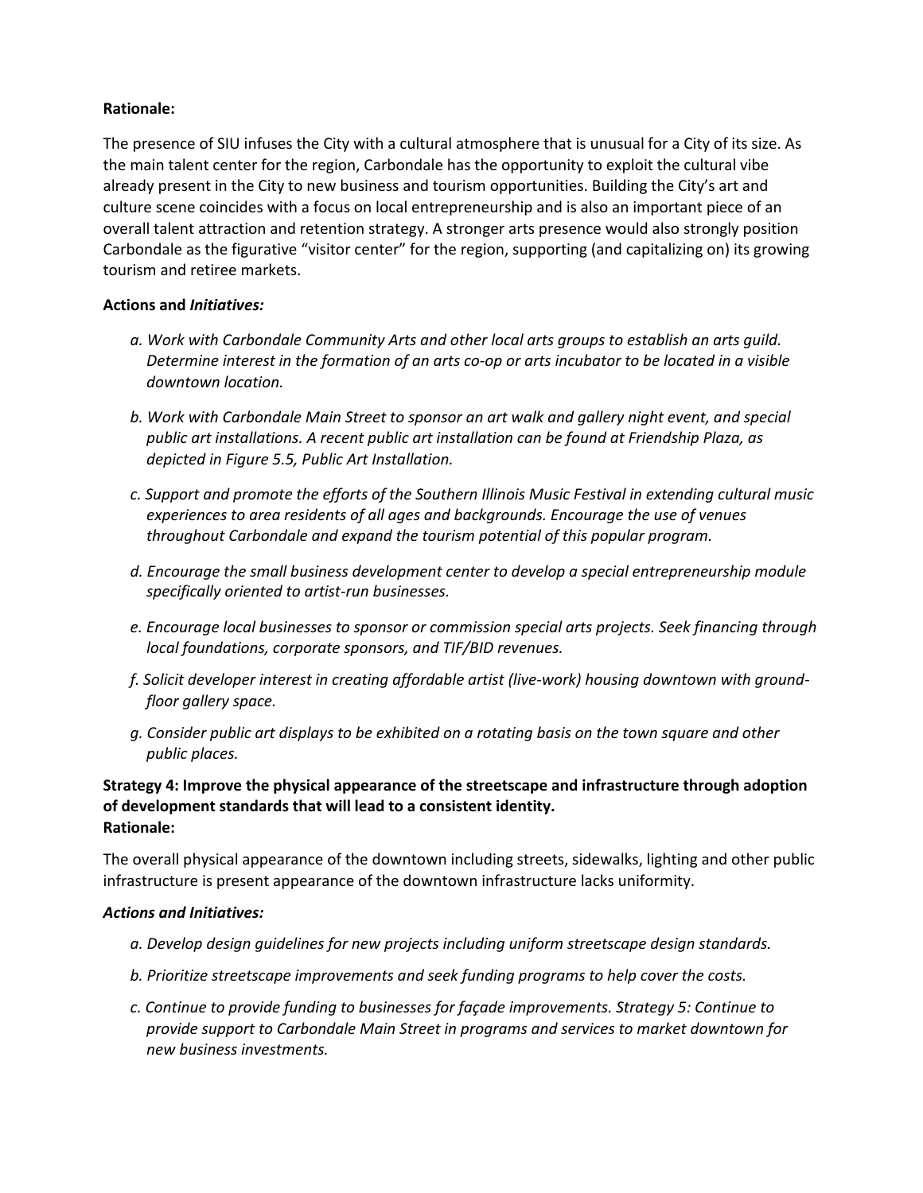**Rationale:**

The presence of SIU infuses the City with a cultural atmosphere that is unusual for a City of its size. As the main talent center for the region, Carbondale has the opportunity to exploit the cultural vibe already present in the City to new business and tourism opportunities. Building the City's art and culture scene coincides with a focus on local entrepreneurship and is also an important piece of an overall talent attraction and retention strategy. A stronger arts presence would also strongly position Carbondale as the figurative "visitor center" for the region, supporting (and capitalizing on) its growing tourism and retiree markets.

**Actions and *Initiatives:***

*a. Work with Carbondale Community Arts and other local arts groups to establish an arts guild. Determine interest in the formation of an arts co-op or arts incubator to be located in a visible downtown location.*

*b. Work with Carbondale Main Street to sponsor an art walk and gallery night event, and special public art installations. A recent public art installation can be found at Friendship Plaza, as depicted in Figure 5.5, Public Art Installation.*

*c. Support and promote the efforts of the Southern Illinois Music Festival in extending cultural music experiences to area residents of all ages and backgrounds. Encourage the use of venues throughout Carbondale and expand the tourism potential of this popular program.*

*d. Encourage the small business development center to develop a special entrepreneurship module specifically oriented to artist-run businesses.*

*e. Encourage local businesses to sponsor or commission special arts projects. Seek financing through local foundations, corporate sponsors, and TIF/BID revenues.*

*f. Solicit developer interest in creating affordable artist (live-work) housing downtown with ground-floor gallery space.*

*g. Consider public art displays to be exhibited on a rotating basis on the town square and other public places.*

**Strategy 4: Improve the physical appearance of the streetscape and infrastructure through adoption of development standards that will lead to a consistent identity.**

**Rationale:**

The overall physical appearance of the downtown including streets, sidewalks, lighting and other public infrastructure is present appearance of the downtown infrastructure lacks uniformity.

***Actions and Initiatives:***

*a. Develop design guidelines for new projects including uniform streetscape design standards.*

*b. Prioritize streetscape improvements and seek funding programs to help cover the costs.*

*c. Continue to provide funding to businesses for façade improvements. Strategy 5: Continue to provide support to Carbondale Main Street in programs and services to market downtown for new business investments.*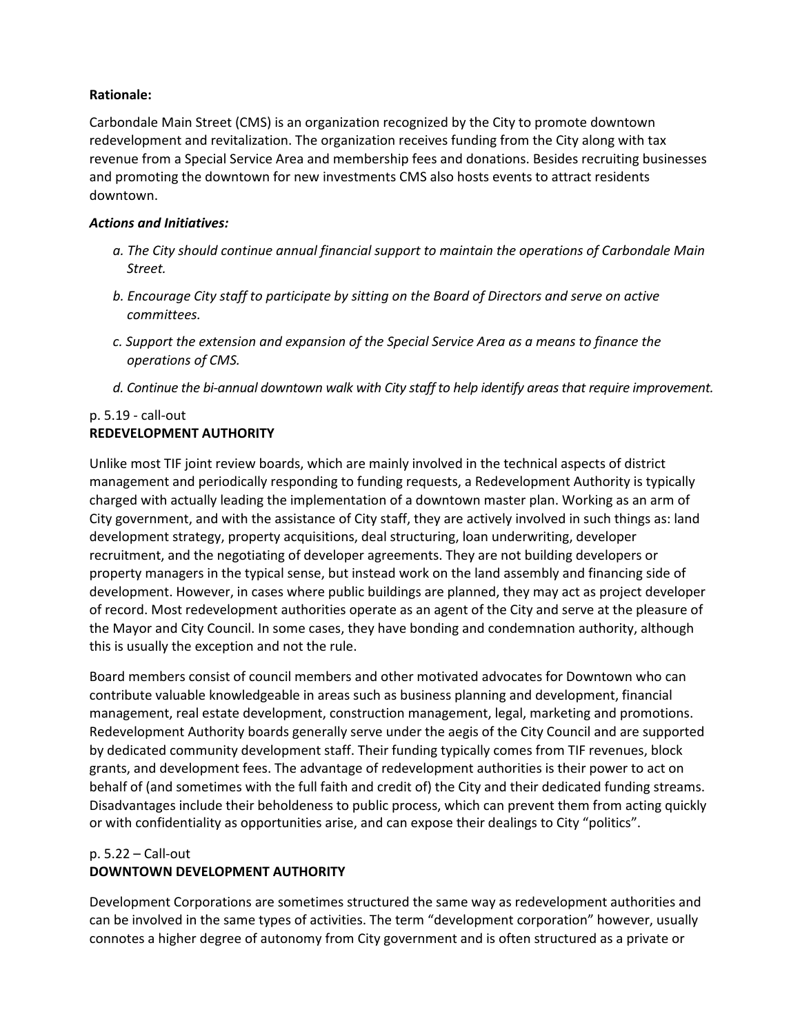**Rationale:**

Carbondale Main Street (CMS) is an organization recognized by the City to promote downtown redevelopment and revitalization. The organization receives funding from the City along with tax revenue from a Special Service Area and membership fees and donations. Besides recruiting businesses and promoting the downtown for new investments CMS also hosts events to attract residents downtown.

***Actions and Initiatives:***

*a. The City should continue annual financial support to maintain the operations of Carbondale Main Street.*

*b. Encourage City staff to participate by sitting on the Board of Directors and serve on active committees.*

*c. Support the extension and expansion of the Special Service Area as a means to finance the operations of CMS.*

*d. Continue the bi-annual downtown walk with City staff to help identify areas that require improvement.*

p. 5.19 - call-out
**REDEVELOPMENT AUTHORITY**

Unlike most TIF joint review boards, which are mainly involved in the technical aspects of district management and periodically responding to funding requests, a Redevelopment Authority is typically charged with actually leading the implementation of a downtown master plan. Working as an arm of City government, and with the assistance of City staff, they are actively involved in such things as: land development strategy, property acquisitions, deal structuring, loan underwriting, developer recruitment, and the negotiating of developer agreements. They are not building developers or property managers in the typical sense, but instead work on the land assembly and financing side of development. However, in cases where public buildings are planned, they may act as project developer of record. Most redevelopment authorities operate as an agent of the City and serve at the pleasure of the Mayor and City Council. In some cases, they have bonding and condemnation authority, although this is usually the exception and not the rule.

Board members consist of council members and other motivated advocates for Downtown who can contribute valuable knowledgeable in areas such as business planning and development, financial management, real estate development, construction management, legal, marketing and promotions. Redevelopment Authority boards generally serve under the aegis of the City Council and are supported by dedicated community development staff. Their funding typically comes from TIF revenues, block grants, and development fees. The advantage of redevelopment authorities is their power to act on behalf of (and sometimes with the full faith and credit of) the City and their dedicated funding streams. Disadvantages include their beholdeness to public process, which can prevent them from acting quickly or with confidentiality as opportunities arise, and can expose their dealings to City "politics".

p. 5.22 – Call-out
**DOWNTOWN DEVELOPMENT AUTHORITY**

Development Corporations are sometimes structured the same way as redevelopment authorities and can be involved in the same types of activities. The term "development corporation" however, usually connotes a higher degree of autonomy from City government and is often structured as a private or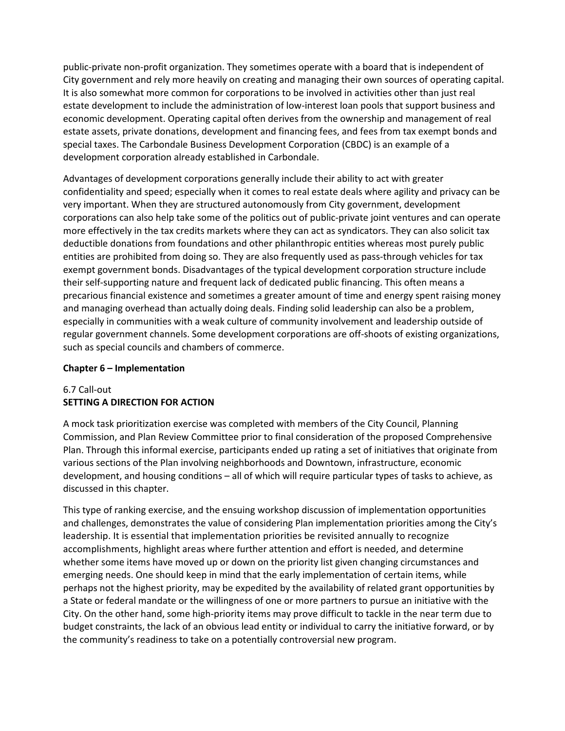public-private non-profit organization. They sometimes operate with a board that is independent of City government and rely more heavily on creating and managing their own sources of operating capital. It is also somewhat more common for corporations to be involved in activities other than just real estate development to include the administration of low-interest loan pools that support business and economic development. Operating capital often derives from the ownership and management of real estate assets, private donations, development and financing fees, and fees from tax exempt bonds and special taxes. The Carbondale Business Development Corporation (CBDC) is an example of a development corporation already established in Carbondale.

Advantages of development corporations generally include their ability to act with greater confidentiality and speed; especially when it comes to real estate deals where agility and privacy can be very important. When they are structured autonomously from City government, development corporations can also help take some of the politics out of public-private joint ventures and can operate more effectively in the tax credits markets where they can act as syndicators. They can also solicit tax deductible donations from foundations and other philanthropic entities whereas most purely public entities are prohibited from doing so. They are also frequently used as pass-through vehicles for tax exempt government bonds. Disadvantages of the typical development corporation structure include their self-supporting nature and frequent lack of dedicated public financing. This often means a precarious financial existence and sometimes a greater amount of time and energy spent raising money and managing overhead than actually doing deals. Finding solid leadership can also be a problem, especially in communities with a weak culture of community involvement and leadership outside of regular government channels. Some development corporations are off-shoots of existing organizations, such as special councils and chambers of commerce.

**Chapter 6 – Implementation**

6.7 Call-out
**SETTING A DIRECTION FOR ACTION**

A mock task prioritization exercise was completed with members of the City Council, Planning Commission, and Plan Review Committee prior to final consideration of the proposed Comprehensive Plan. Through this informal exercise, participants ended up rating a set of initiatives that originate from various sections of the Plan involving neighborhoods and Downtown, infrastructure, economic development, and housing conditions – all of which will require particular types of tasks to achieve, as discussed in this chapter.

This type of ranking exercise, and the ensuing workshop discussion of implementation opportunities and challenges, demonstrates the value of considering Plan implementation priorities among the City's leadership. It is essential that implementation priorities be revisited annually to recognize accomplishments, highlight areas where further attention and effort is needed, and determine whether some items have moved up or down on the priority list given changing circumstances and emerging needs. One should keep in mind that the early implementation of certain items, while perhaps not the highest priority, may be expedited by the availability of related grant opportunities by a State or federal mandate or the willingness of one or more partners to pursue an initiative with the City. On the other hand, some high-priority items may prove difficult to tackle in the near term due to budget constraints, the lack of an obvious lead entity or individual to carry the initiative forward, or by the community's readiness to take on a potentially controversial new program.